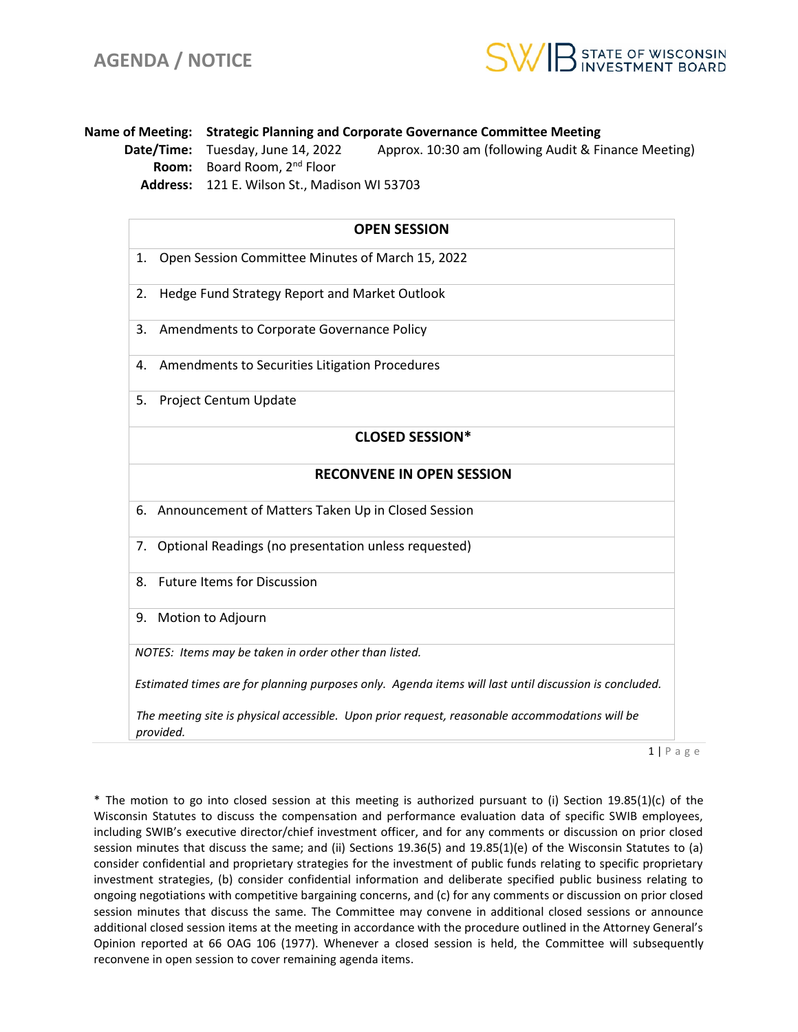# AGENDA / NOTICE

SWIB STATE OF WISCONSIN INVESTMENT BOARD

**Name of Meeting:** **Strategic Planning and Corporate Governance Committee Meeting**
**Date/Time:** Tuesday, June 14, 2022 Approx. 10:30 am (following Audit & Finance Meeting)
**Room:** Board Room, 2nd Floor
**Address:** 121 E. Wilson St., Madison WI 53703

| **OPEN SESSION** |
|---|
| 1. Open Session Committee Minutes of March 15, 2022 |
| 2. Hedge Fund Strategy Report and Market Outlook |
| 3. Amendments to Corporate Governance Policy |
| 4. Amendments to Securities Litigation Procedures |
| 5. Project Centum Update |
| **CLOSED SESSION*** |
| **RECONVENE IN OPEN SESSION** |
| 6. Announcement of Matters Taken Up in Closed Session |
| 7. Optional Readings (no presentation unless requested) |
| 8. Future Items for Discussion |
| 9. Motion to Adjourn |
| *NOTES: Items may be taken in order other than listed.* *Estimated times are for planning purposes only. Agenda items will last until discussion is concluded.* *The meeting site is physical accessible. Upon prior request, reasonable accommodations will be provided.* |

* The motion to go into closed session at this meeting is authorized pursuant to (i) Section 19.85(1)(c) of the Wisconsin Statutes to discuss the compensation and performance evaluation data of specific SWIB employees, including SWIB's executive director/chief investment officer, and for any comments or discussion on prior closed session minutes that discuss the same; and (ii) Sections 19.36(5) and 19.85(1)(e) of the Wisconsin Statutes to (a) consider confidential and proprietary strategies for the investment of public funds relating to specific proprietary investment strategies, (b) consider confidential information and deliberate specified public business relating to ongoing negotiations with competitive bargaining concerns, and (c) for any comments or discussion on prior closed session minutes that discuss the same. The Committee may convene in additional closed sessions or announce additional closed session items at the meeting in accordance with the procedure outlined in the Attorney General's Opinion reported at 66 OAG 106 (1977). Whenever a closed session is held, the Committee will subsequently reconvene in open session to cover remaining agenda items.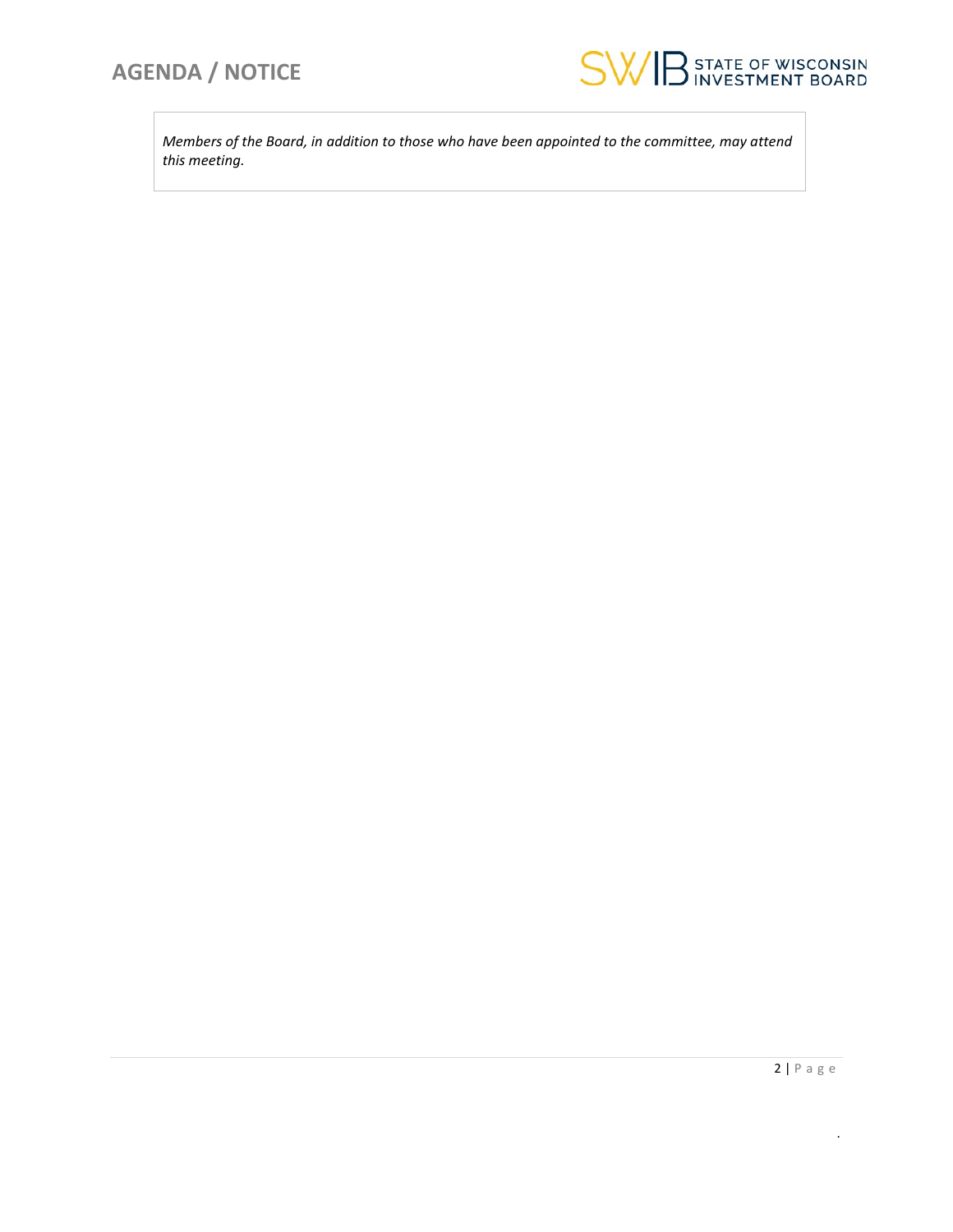*Members of the Board, in addition to those who have been appointed to the committee, may attend this meeting.*